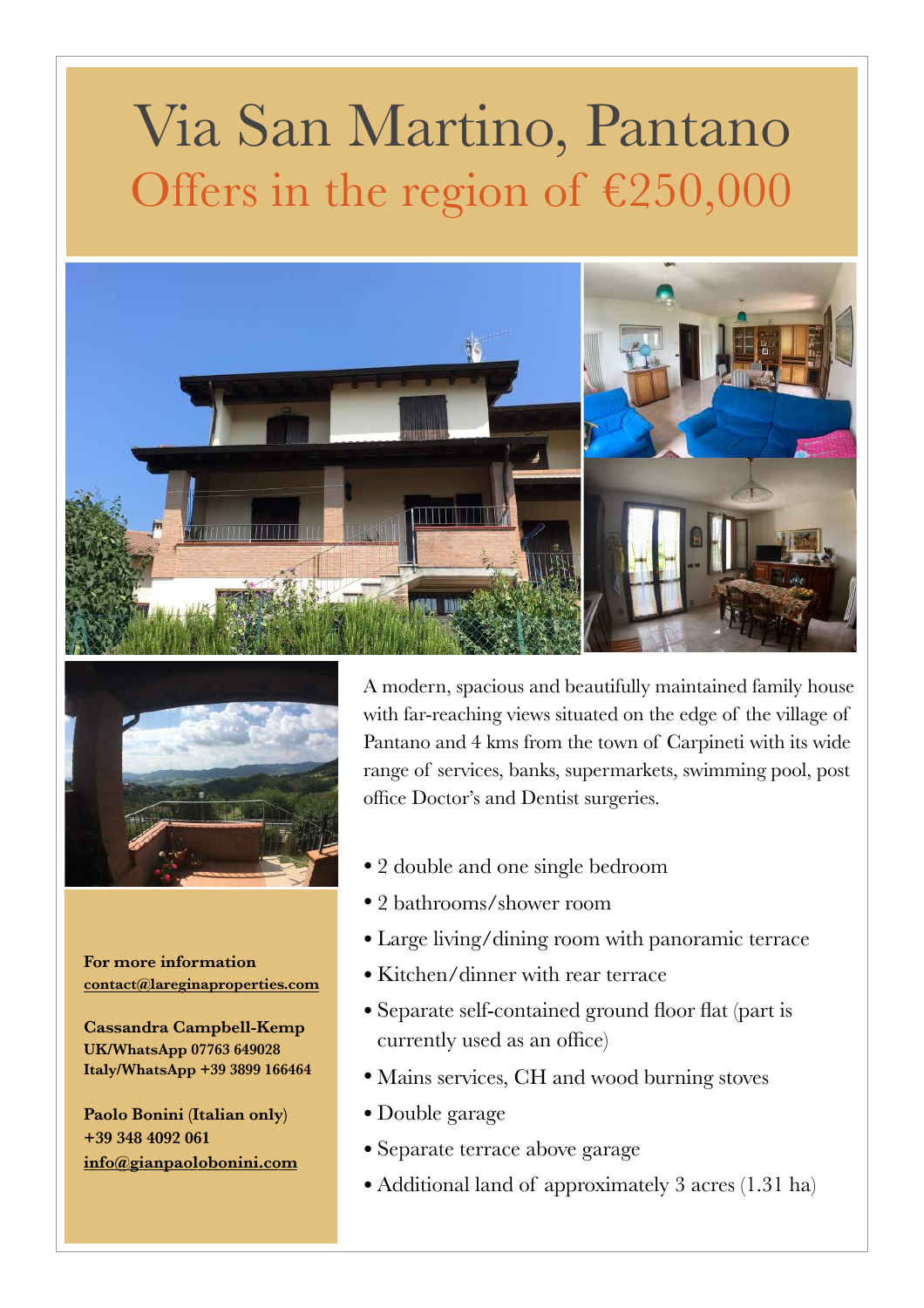# Via San Martino, Pantano

## Offers in the region of €250,000

A modern, spacious and beautifully maintained family house with far-reaching views situated on the edge of the village of Pantano and 4 kms from the town of Carpineti with its wide range of services, banks, supermarkets, swimming pool, post office Doctor's and Dentist surgeries.

- 2 double and one single bedroom
- 2 bathrooms/shower room
- Large living/dining room with panoramic terrace
- Kitchen/dinner with rear terrace
- Separate self-contained ground floor flat (part is currently used as an office)
- Mains services, CH and wood burning stoves
- Double garage
- Separate terrace above garage
- Additional land of approximately 3 acres (1.31 ha)

**For more information**
**contact@lareginaproperties.com**

**Cassandra Campbell-Kemp**
**UK/WhatsApp 07763 649028**
**Italy/WhatsApp +39 3899 166464**

**Paolo Bonini (Italian only)**
**+39 348 4092 061**
**info@gianpaolobonini.com**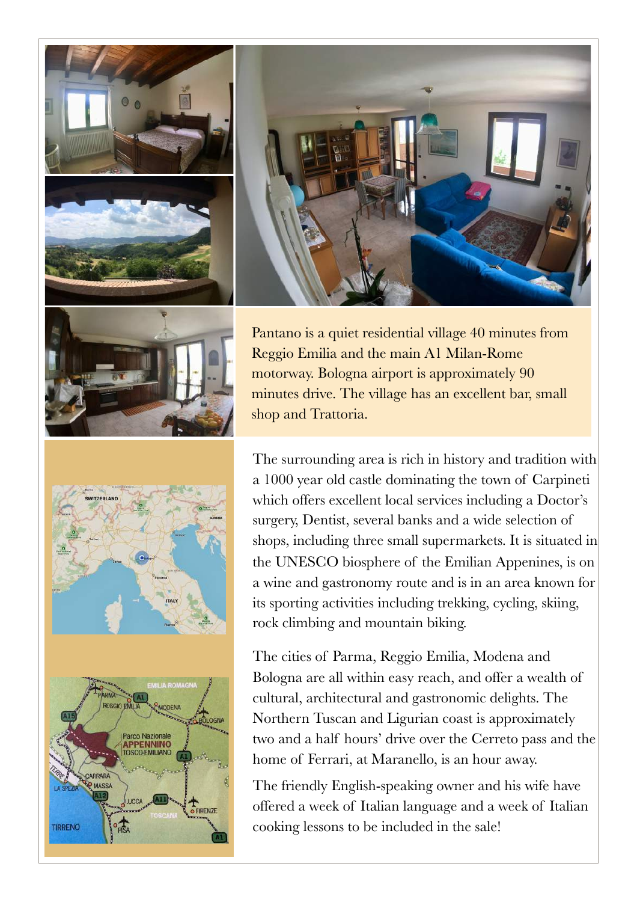Pantano is a quiet residential village 40 minutes from Reggio Emilia and the main A1 Milan-Rome motorway. Bologna airport is approximately 90 minutes drive. The village has an excellent bar, small shop and Trattoria.

The surrounding area is rich in history and tradition with a 1000 year old castle dominating the town of Carpineti which offers excellent local services including a Doctor's surgery, Dentist, several banks and a wide selection of shops, including three small supermarkets. It is situated in the UNESCO biosphere of the Emilian Appenines, is on a wine and gastronomy route and is in an area known for its sporting activities including trekking, cycling, skiing, rock climbing and mountain biking.

The cities of Parma, Reggio Emilia, Modena and Bologna are all within easy reach, and offer a wealth of cultural, architectural and gastronomic delights. The Northern Tuscan and Ligurian coast is approximately two and a half hours' drive over the Cerreto pass and the home of Ferrari, at Maranello, is an hour away.

The friendly English-speaking owner and his wife have offered a week of Italian language and a week of Italian cooking lessons to be included in the sale!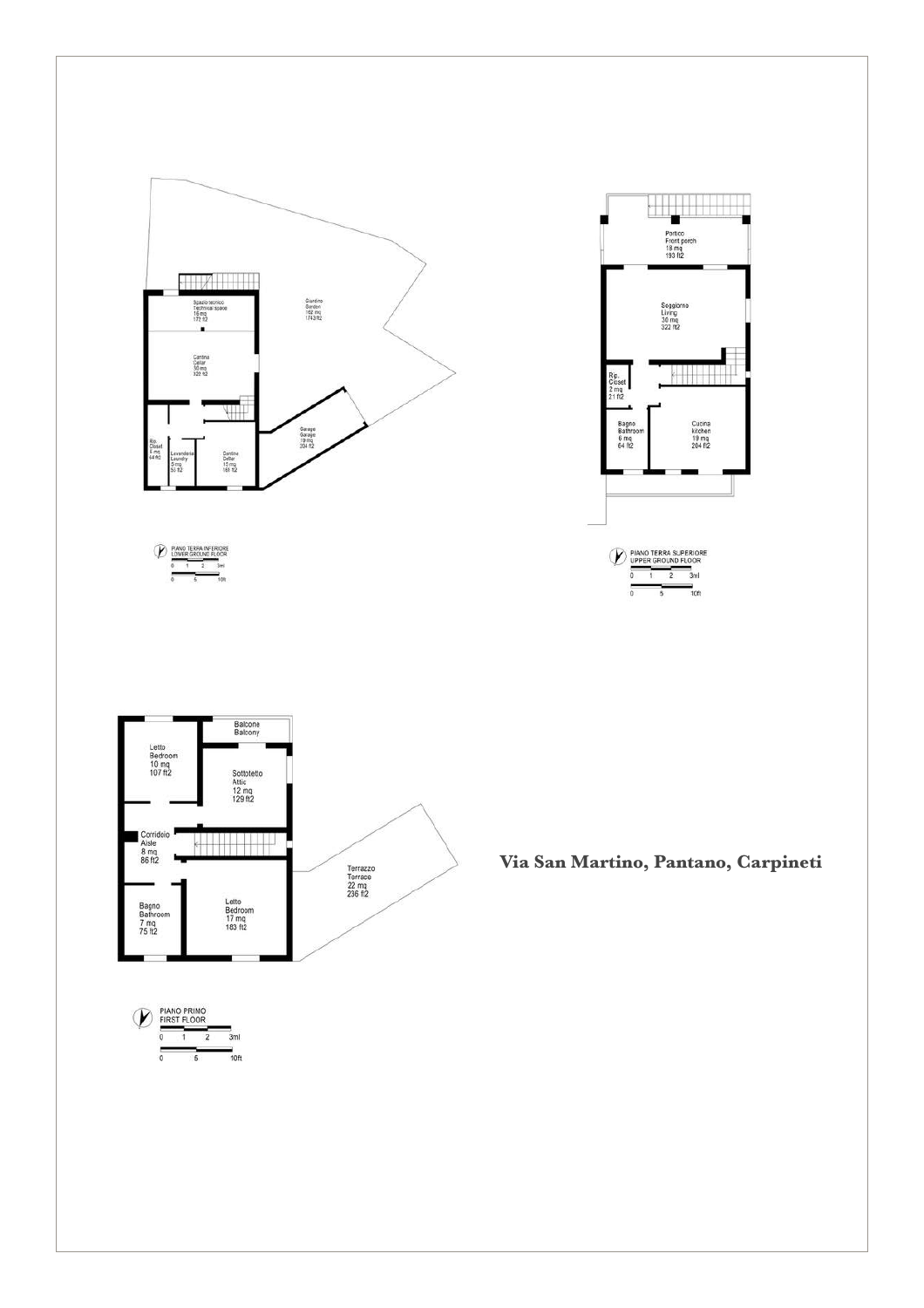Spazio tecnico
Technical space
16 mq
172 ft2

Cantina
Cellar
30 mq
320 ft2

Giardino
Garden
162 mq
1743 ft2

Rip.
Closet
6 mq
64 ft2

Lavanderia
Laundry
5 mq
53 ft2

Cantina
Cellar
15 mq
161 ft2

Garage
Garage
19 mq
204 ft2

PIANO TERRA INFERIORE
LOWER GROUND FLOOR

0 1 2 3ml

0 5 10ft

Portico
Front porch
18 mq
193 ft2

Soggiorno
Living
30 mq
322 ft2

Rip.
Closet
2 mq
21 ft2

Bagno
Bathroom
6 mq
64 ft2

Cucina
kitchen
19 mq
204 ft2

PIANO TERRA SUPERIORE
UPPER GROUND FLOOR

0 1 2 3ml

0 5 10ft

Balcone
Balcony

Letto
Bedroom
10 mq
107 ft2

Sottotetto
Attic
12 mq
129 ft2

Corridoio
Aisle
8 mq
86 ft2

Terrazzo
Terrace
22 mq
236 ft2

Bagno
Bathroom
7 mq
75 ft2

Letto
Bedroom
17 mq
183 ft2

PIANO PRIMO
FIRST FLOOR

0 1 2 3ml

0 5 10ft

**Via San Martino, Pantano, Carpineti**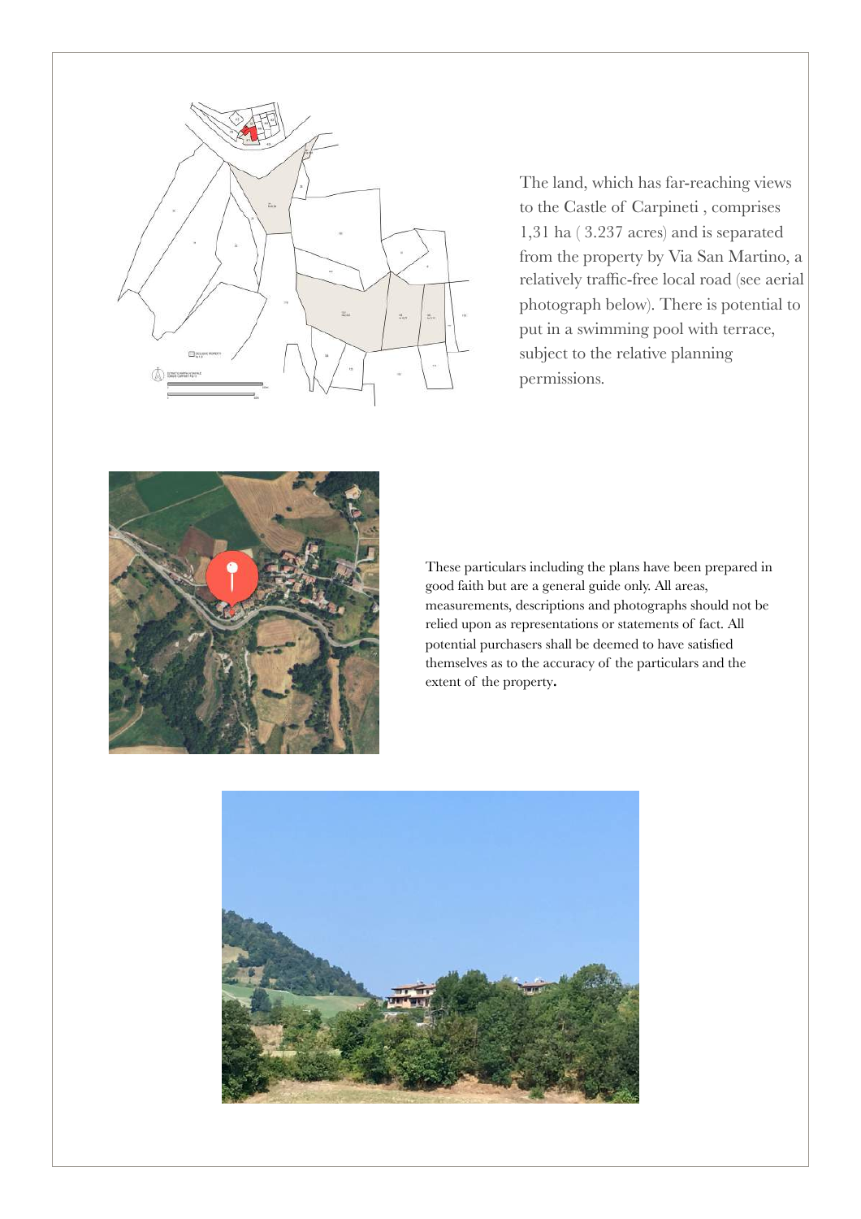The land, which has far-reaching views to the Castle of Carpineti , comprises 1,31 ha ( 3.237 acres) and is separated from the property by Via San Martino, a relatively traffic-free local road (see aerial photograph below). There is potential to put in a swimming pool with terrace, subject to the relative planning permissions.

These particulars including the plans have been prepared in good faith but are a general guide only. All areas, measurements, descriptions and photographs should not be relied upon as representations or statements of fact. All potential purchasers shall be deemed to have satisfied themselves as to the accuracy of the particulars and the extent of the property.